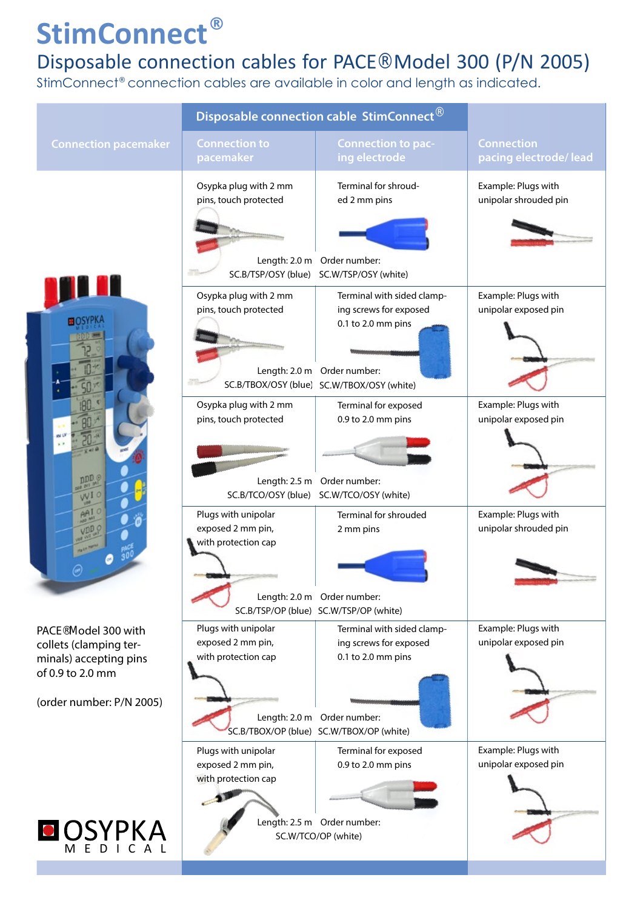# StimConnect®

## Disposable connection cables for PACE®Model 300 (P/N 2005)

StimConnect® connection cables are available in color and length as indicated.

| Connection pacemaker | Disposable connection cable StimConnect® | | Connection pacing electrode/ lead |
|---|---|---|---|
| | Connection to pacemaker | Connection to pacing electrode | |
| PACE®Model 300 with collets (clamping terminals) accepting pins of 0.9 to 2.0 mm<br><br>(order number: P/N 2005) | Osypka plug with 2 mm pins, touch protected<br><br>Length: 2.0 m<br>SC.B/TSP/OSY (blue) | Terminal for shrouded 2 mm pins<br><br>Order number:<br>SC.W/TSP/OSY (white) | Example: Plugs with unipolar shrouded pin |
| | Osypka plug with 2 mm pins, touch protected<br><br>Length: 2.0 m<br>SC.B/TBOX/OSY (blue) | Terminal with sided clamping screws for exposed 0.1 to 2.0 mm pins<br><br>Order number:<br>SC.W/TBOX/OSY (white) | Example: Plugs with unipolar exposed pin |
| | Osypka plug with 2 mm pins, touch protected<br><br>Length: 2.5 m<br>SC.B/TCO/OSY (blue) | Terminal for exposed 0.9 to 2.0 mm pins<br><br>Order number:<br>SC.W/TCO/OSY (white) | Example: Plugs with unipolar exposed pin |
| | Plugs with unipolar exposed 2 mm pin, with protection cap<br><br>Length: 2.0 m<br>SC.B/TSP/OP (blue) | Terminal for shrouded 2 mm pins<br><br>Order number:<br>SC.W/TSP/OP (white) | Example: Plugs with unipolar shrouded pin |
| | Plugs with unipolar exposed 2 mm pin, with protection cap<br><br>Length: 2.0 m<br>SC.B/TBOX/OP (blue) | Terminal with sided clamping screws for exposed 0.1 to 2.0 mm pins<br><br>Order number:<br>SC.W/TBOX/OP (white) | Example: Plugs with unipolar exposed pin |
| | Plugs with unipolar exposed 2 mm pin, with protection cap<br><br>Length: 2.5 m | Terminal for exposed 0.9 to 2.0 mm pins<br><br>Order number:<br>SC.W/TCO/OP (white) | Example: Plugs with unipolar exposed pin |

OSYPKA MEDICAL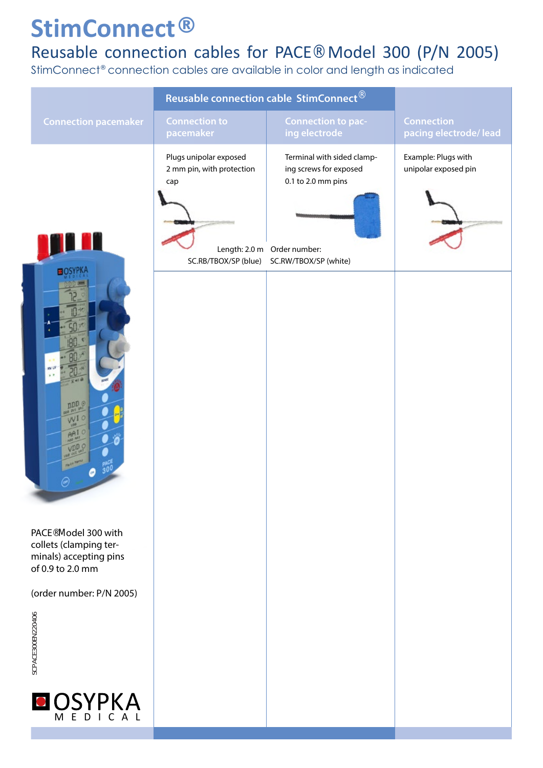# StimConnect®

## Reusable connection cables for PACE® Model 300 (P/N 2005)

StimConnect® connection cables are available in color and length as indicated

| Connection pacemaker | Reusable connection cable StimConnect® | | Connection pacing electrode/ lead |
|---|---|---|---|
| | Connection to pacemaker | Connection to pacing electrode | |
| | Plugs unipolar exposed 2 mm pin, with protection cap | Terminal with sided clamping screws for exposed 0.1 to 2.0 mm pins | Example: Plugs with unipolar exposed pin |
| | Length: 2.0 m SC.RB/TBOX/SP (blue) | Order number: SC.RW/TBOX/SP (white) | |

PACE®Model 300 with collets (clamping terminals) accepting pins of 0.9 to 2.0 mm

(order number: P/N 2005)

SCPACE300EN220406

OSYPKA MEDICAL